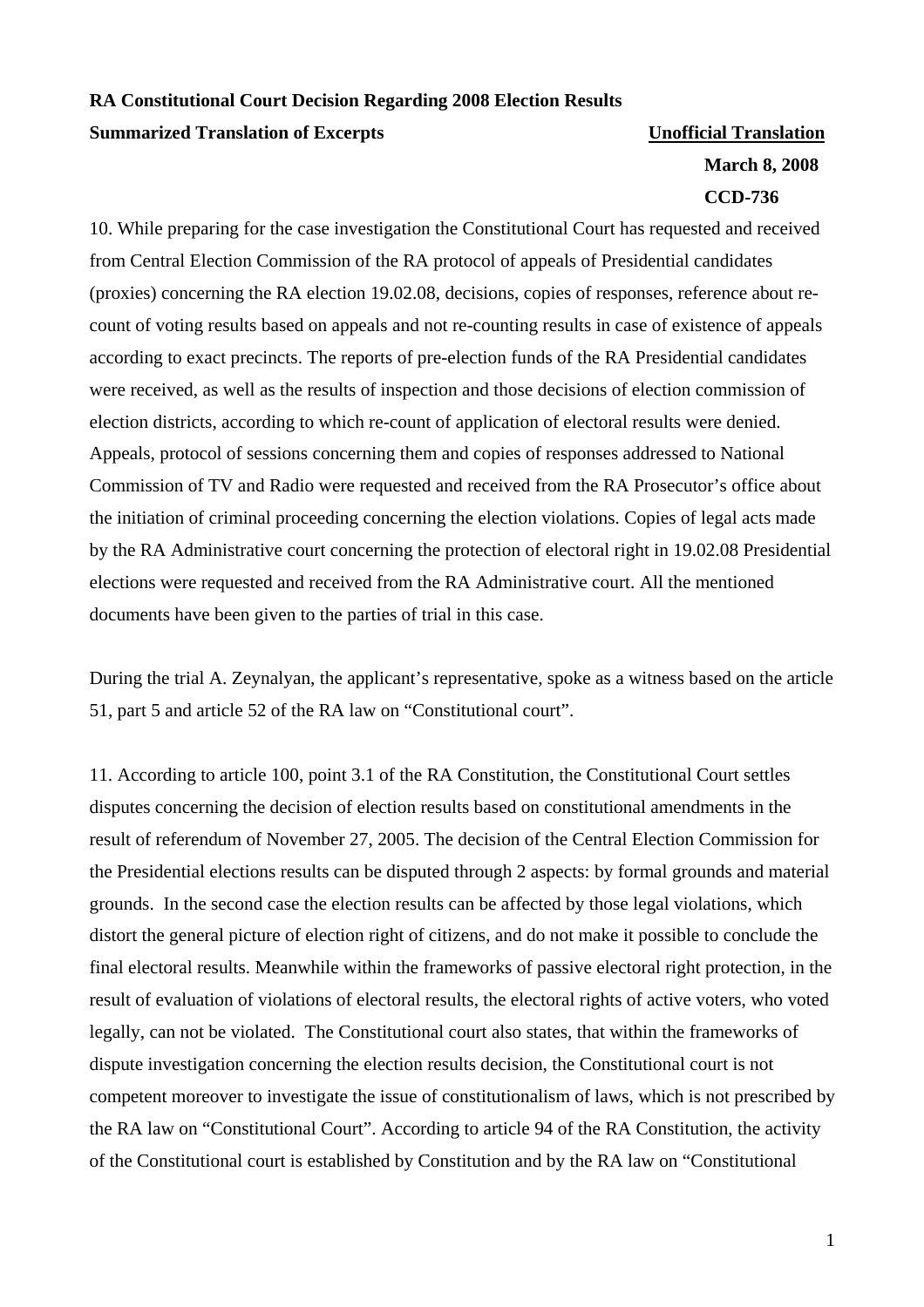**RA Constitutional Court Decision Regarding 2008 Election Results**

**Summarized Translation of Excerpts** **Unofficial Translation**

**March 8, 2008**

**CCD-736**

10. While preparing for the case investigation the Constitutional Court has requested and received from Central Election Commission of the RA protocol of appeals of Presidential candidates (proxies) concerning the RA election 19.02.08, decisions, copies of responses, reference about re-count of voting results based on appeals and not re-counting results in case of existence of appeals according to exact precincts. The reports of pre-election funds of the RA Presidential candidates were received, as well as the results of inspection and those decisions of election commission of election districts, according to which re-count of application of electoral results were denied. Appeals, protocol of sessions concerning them and copies of responses addressed to National Commission of TV and Radio were requested and received from the RA Prosecutor's office about the initiation of criminal proceeding concerning the election violations. Copies of legal acts made by the RA Administrative court concerning the protection of electoral right in 19.02.08 Presidential elections were requested and received from the RA Administrative court. All the mentioned documents have been given to the parties of trial in this case.

During the trial A. Zeynalyan, the applicant's representative, spoke as a witness based on the article 51, part 5 and article 52 of the RA law on "Constitutional court".

11. According to article 100, point 3.1 of the RA Constitution, the Constitutional Court settles disputes concerning the decision of election results based on constitutional amendments in the result of referendum of November 27, 2005. The decision of the Central Election Commission for the Presidential elections results can be disputed through 2 aspects: by formal grounds and material grounds. In the second case the election results can be affected by those legal violations, which distort the general picture of election right of citizens, and do not make it possible to conclude the final electoral results. Meanwhile within the frameworks of passive electoral right protection, in the result of evaluation of violations of electoral results, the electoral rights of active voters, who voted legally, can not be violated. The Constitutional court also states, that within the frameworks of dispute investigation concerning the election results decision, the Constitutional court is not competent moreover to investigate the issue of constitutionalism of laws, which is not prescribed by the RA law on "Constitutional Court". According to article 94 of the RA Constitution, the activity of the Constitutional court is established by Constitution and by the RA law on "Constitutional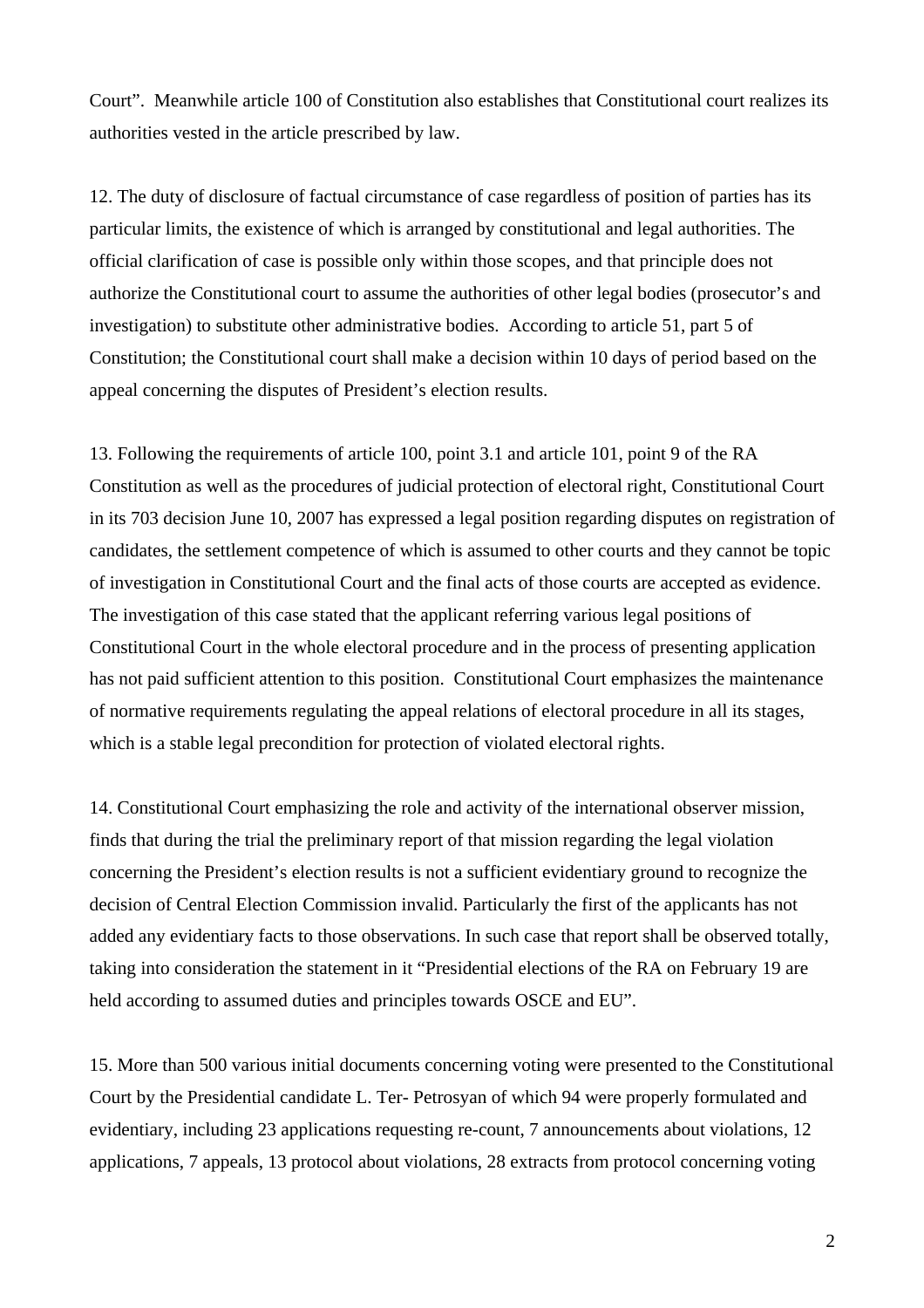Court". Meanwhile article 100 of Constitution also establishes that Constitutional court realizes its authorities vested in the article prescribed by law.

12. The duty of disclosure of factual circumstance of case regardless of position of parties has its particular limits, the existence of which is arranged by constitutional and legal authorities. The official clarification of case is possible only within those scopes, and that principle does not authorize the Constitutional court to assume the authorities of other legal bodies (prosecutor's and investigation) to substitute other administrative bodies. According to article 51, part 5 of Constitution; the Constitutional court shall make a decision within 10 days of period based on the appeal concerning the disputes of President's election results.

13. Following the requirements of article 100, point 3.1 and article 101, point 9 of the RA Constitution as well as the procedures of judicial protection of electoral right, Constitutional Court in its 703 decision June 10, 2007 has expressed a legal position regarding disputes on registration of candidates, the settlement competence of which is assumed to other courts and they cannot be topic of investigation in Constitutional Court and the final acts of those courts are accepted as evidence. The investigation of this case stated that the applicant referring various legal positions of Constitutional Court in the whole electoral procedure and in the process of presenting application has not paid sufficient attention to this position. Constitutional Court emphasizes the maintenance of normative requirements regulating the appeal relations of electoral procedure in all its stages, which is a stable legal precondition for protection of violated electoral rights.

14. Constitutional Court emphasizing the role and activity of the international observer mission, finds that during the trial the preliminary report of that mission regarding the legal violation concerning the President's election results is not a sufficient evidentiary ground to recognize the decision of Central Election Commission invalid. Particularly the first of the applicants has not added any evidentiary facts to those observations. In such case that report shall be observed totally, taking into consideration the statement in it "Presidential elections of the RA on February 19 are held according to assumed duties and principles towards OSCE and EU".

15. More than 500 various initial documents concerning voting were presented to the Constitutional Court by the Presidential candidate L. Ter- Petrosyan of which 94 were properly formulated and evidentiary, including 23 applications requesting re-count, 7 announcements about violations, 12 applications, 7 appeals, 13 protocol about violations, 28 extracts from protocol concerning voting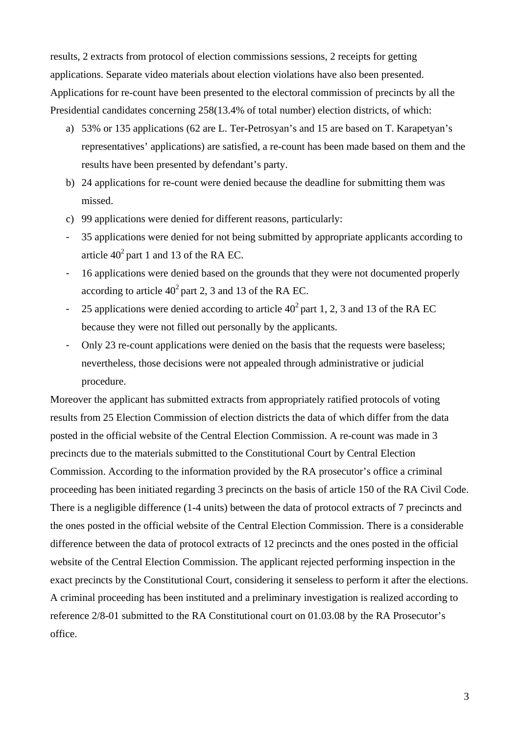results, 2 extracts from protocol of election commissions sessions, 2 receipts for getting applications. Separate video materials about election violations have also been presented. Applications for re-count have been presented to the electoral commission of precincts by all the Presidential candidates concerning 258(13.4% of total number) election districts, of which:

a) 53% or 135 applications (62 are L. Ter-Petrosyan's and 15 are based on T. Karapetyan's representatives' applications) are satisfied, a re-count has been made based on them and the results have been presented by defendant's party.
b) 24 applications for re-count were denied because the deadline for submitting them was missed.
c) 99 applications were denied for different reasons, particularly:

- 35 applications were denied for not being submitted by appropriate applicants according to article $40^2$ part 1 and 13 of the RA EC.
- 16 applications were denied based on the grounds that they were not documented properly according to article $40^2$ part 2, 3 and 13 of the RA EC.
- 25 applications were denied according to article $40^2$ part 1, 2, 3 and 13 of the RA EC because they were not filled out personally by the applicants.
- Only 23 re-count applications were denied on the basis that the requests were baseless; nevertheless, those decisions were not appealed through administrative or judicial procedure.

Moreover the applicant has submitted extracts from appropriately ratified protocols of voting results from 25 Election Commission of election districts the data of which differ from the data posted in the official website of the Central Election Commission. A re-count was made in 3 precincts due to the materials submitted to the Constitutional Court by Central Election Commission. According to the information provided by the RA prosecutor's office a criminal proceeding has been initiated regarding 3 precincts on the basis of article 150 of the RA Civil Code. There is a negligible difference (1-4 units) between the data of protocol extracts of 7 precincts and the ones posted in the official website of the Central Election Commission. There is a considerable difference between the data of protocol extracts of 12 precincts and the ones posted in the official website of the Central Election Commission. The applicant rejected performing inspection in the exact precincts by the Constitutional Court, considering it senseless to perform it after the elections. A criminal proceeding has been instituted and a preliminary investigation is realized according to reference 2/8-01 submitted to the RA Constitutional court on 01.03.08 by the RA Prosecutor's office.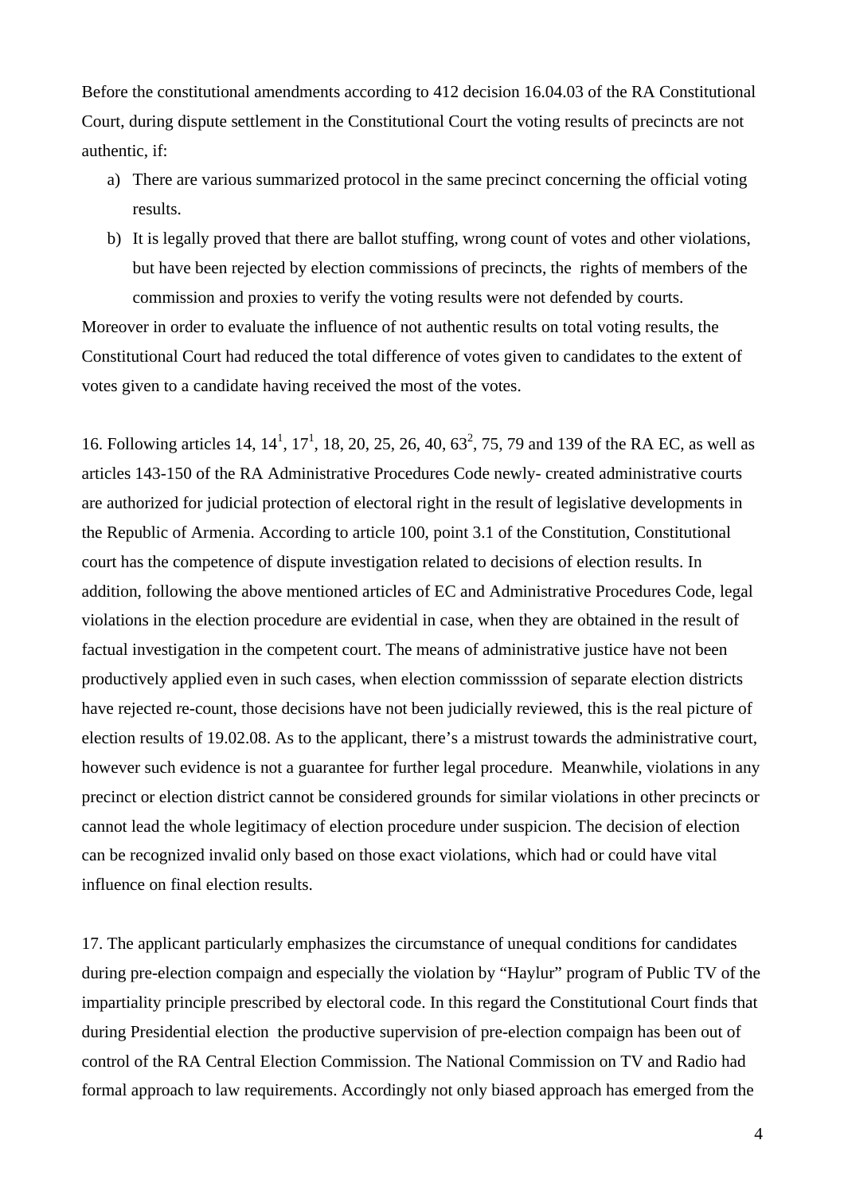Before the constitutional amendments according to 412 decision 16.04.03 of the RA Constitutional Court, during dispute settlement in the Constitutional Court the voting results of precincts are not authentic, if:

a) There are various summarized protocol in the same precinct concerning the official voting results.
b) It is legally proved that there are ballot stuffing, wrong count of votes and other violations, but have been rejected by election commissions of precincts, the rights of members of the commission and proxies to verify the voting results were not defended by courts.

Moreover in order to evaluate the influence of not authentic results on total voting results, the Constitutional Court had reduced the total difference of votes given to candidates to the extent of votes given to a candidate having received the most of the votes.

16. Following articles 14, $14^1$, $17^1$, 18, 20, 25, 26, 40, $63^2$, 75, 79 and 139 of the RA EC, as well as articles 143-150 of the RA Administrative Procedures Code newly- created administrative courts are authorized for judicial protection of electoral right in the result of legislative developments in the Republic of Armenia. According to article 100, point 3.1 of the Constitution, Constitutional court has the competence of dispute investigation related to decisions of election results. In addition, following the above mentioned articles of EC and Administrative Procedures Code, legal violations in the election procedure are evidential in case, when they are obtained in the result of factual investigation in the competent court. The means of administrative justice have not been productively applied even in such cases, when election commisssion of separate election districts have rejected re-count, those decisions have not been judicially reviewed, this is the real picture of election results of 19.02.08. As to the applicant, there's a mistrust towards the administrative court, however such evidence is not a guarantee for further legal procedure. Meanwhile, violations in any precinct or election district cannot be considered grounds for similar violations in other precincts or cannot lead the whole legitimacy of election procedure under suspicion. The decision of election can be recognized invalid only based on those exact violations, which had or could have vital influence on final election results.

17. The applicant particularly emphasizes the circumstance of unequal conditions for candidates during pre-election compaign and especially the violation by "Haylur" program of Public TV of the impartiality principle prescribed by electoral code. In this regard the Constitutional Court finds that during Presidential election the productive supervision of pre-election compaign has been out of control of the RA Central Election Commission. The National Commission on TV and Radio had formal approach to law requirements. Accordingly not only biased approach has emerged from the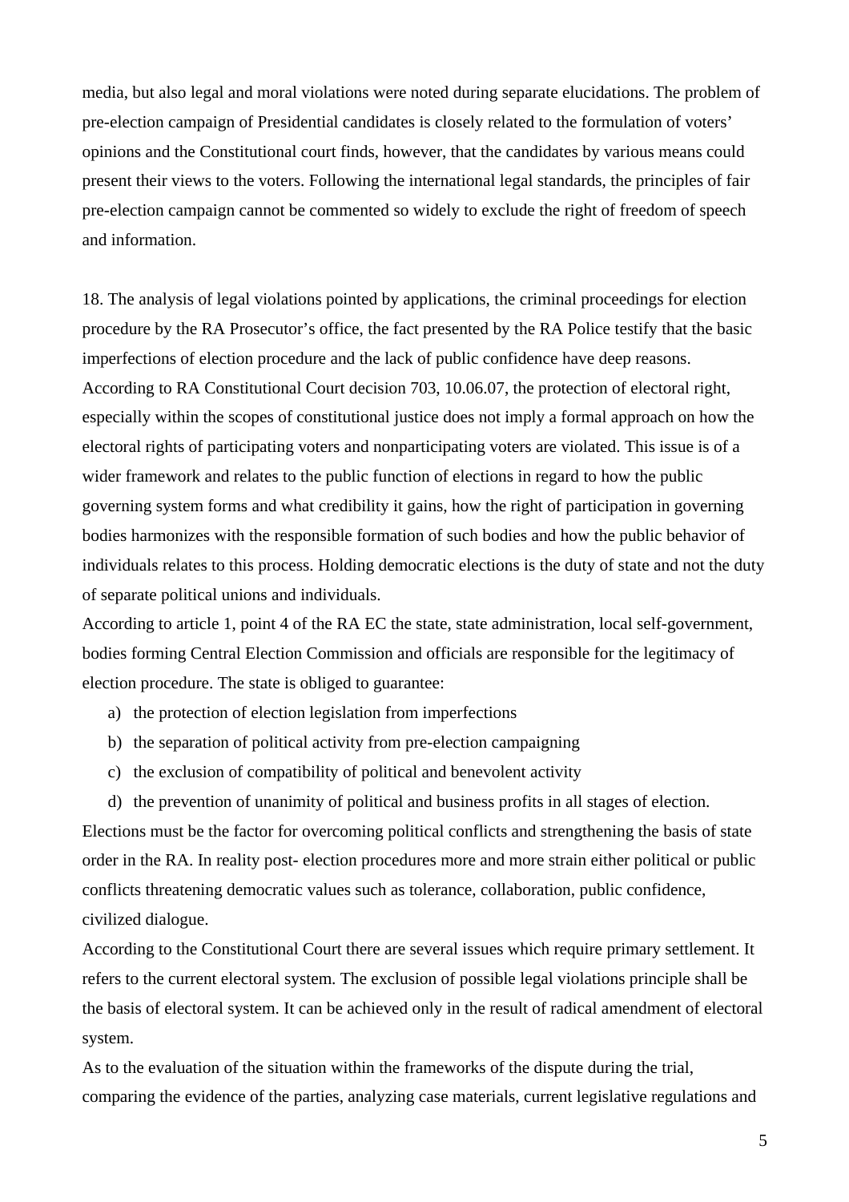media, but also legal and moral violations were noted during separate elucidations. The problem of pre-election campaign of Presidential candidates is closely related to the formulation of voters' opinions and the Constitutional court finds, however, that the candidates by various means could present their views to the voters. Following the international legal standards, the principles of fair pre-election campaign cannot be commented so widely to exclude the right of freedom of speech and information.

18. The analysis of legal violations pointed by applications, the criminal proceedings for election procedure by the RA Prosecutor's office, the fact presented by the RA Police testify that the basic imperfections of election procedure and the lack of public confidence have deep reasons. According to RA Constitutional Court decision 703, 10.06.07, the protection of electoral right, especially within the scopes of constitutional justice does not imply a formal approach on how the electoral rights of participating voters and nonparticipating voters are violated. This issue is of a wider framework and relates to the public function of elections in regard to how the public governing system forms and what credibility it gains, how the right of participation in governing bodies harmonizes with the responsible formation of such bodies and how the public behavior of individuals relates to this process. Holding democratic elections is the duty of state and not the duty of separate political unions and individuals.
According to article 1, point 4 of the RA EC the state, state administration, local self-government, bodies forming Central Election Commission and officials are responsible for the legitimacy of election procedure. The state is obliged to guarantee:

a) the protection of election legislation from imperfections
b) the separation of political activity from pre-election campaigning
c) the exclusion of compatibility of political and benevolent activity
d) the prevention of unanimity of political and business profits in all stages of election.

Elections must be the factor for overcoming political conflicts and strengthening the basis of state order in the RA. In reality post- election procedures more and more strain either political or public conflicts threatening democratic values such as tolerance, collaboration, public confidence, civilized dialogue.
According to the Constitutional Court there are several issues which require primary settlement. It refers to the current electoral system. The exclusion of possible legal violations principle shall be the basis of electoral system. It can be achieved only in the result of radical amendment of electoral system.
As to the evaluation of the situation within the frameworks of the dispute during the trial, comparing the evidence of the parties, analyzing case materials, current legislative regulations and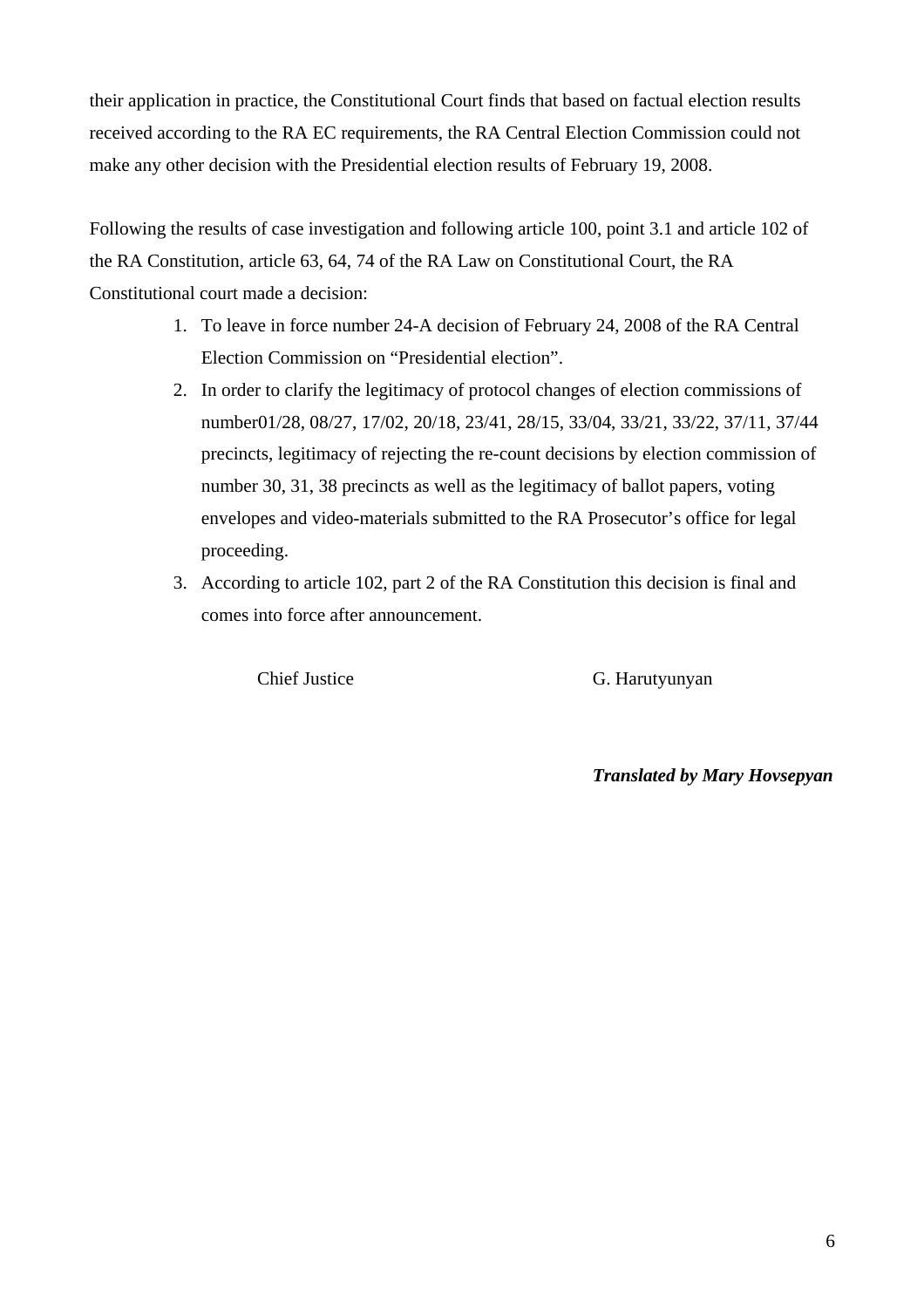their application in practice, the Constitutional Court finds that based on factual election results received according to the RA EC requirements, the RA Central Election Commission could not make any other decision with the Presidential election results of February 19, 2008.

Following the results of case investigation and following article 100, point 3.1 and article 102 of the RA Constitution, article 63, 64, 74 of the RA Law on Constitutional Court, the RA Constitutional court made a decision:

1. To leave in force number 24-A decision of February 24, 2008 of the RA Central Election Commission on "Presidential election".
2. In order to clarify the legitimacy of protocol changes of election commissions of number01/28, 08/27, 17/02, 20/18, 23/41, 28/15, 33/04, 33/21, 33/22, 37/11, 37/44 precincts, legitimacy of rejecting the re-count decisions by election commission of number 30, 31, 38 precincts as well as the legitimacy of ballot papers, voting envelopes and video-materials submitted to the RA Prosecutor's office for legal proceeding.
3. According to article 102, part 2 of the RA Constitution this decision is final and comes into force after announcement.

Chief Justice G. Harutyunyan

***Translated by Mary Hovsepyan***